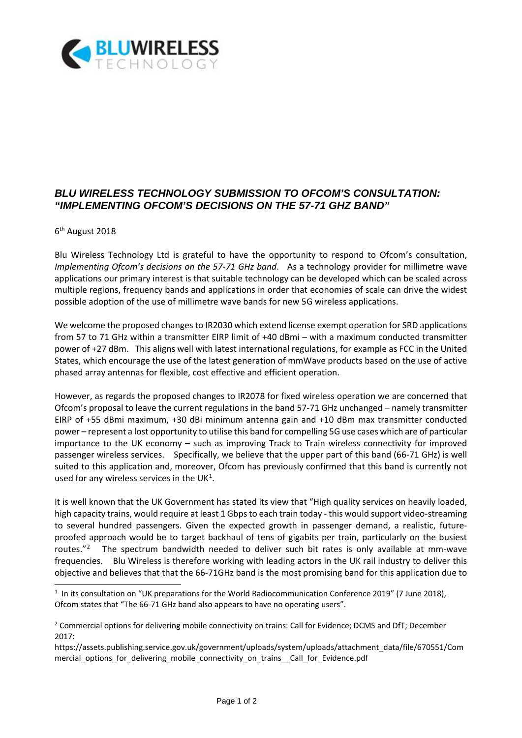# *BLU WIRELESS TECHNOLOGY SUBMISSION TO OFCOM'S CONSULTATION: "IMPLEMENTING OFCOM'S DECISIONS ON THE 57-71 GHZ BAND"*

6th August 2018

Blu Wireless Technology Ltd is grateful to have the opportunity to respond to Ofcom's consultation, *Implementing Ofcom's decisions on the 57-71 GHz band*. As a technology provider for millimetre wave applications our primary interest is that suitable technology can be developed which can be scaled across multiple regions, frequency bands and applications in order that economies of scale can drive the widest possible adoption of the use of millimetre wave bands for new 5G wireless applications.

We welcome the proposed changes to IR2030 which extend license exempt operation for SRD applications from 57 to 71 GHz within a transmitter EIRP limit of +40 dBmi – with a maximum conducted transmitter power of +27 dBm. This aligns well with latest international regulations, for example as FCC in the United States, which encourage the use of the latest generation of mmWave products based on the use of active phased array antennas for flexible, cost effective and efficient operation.

However, as regards the proposed changes to IR2078 for fixed wireless operation we are concerned that Ofcom's proposal to leave the current regulations in the band 57-71 GHz unchanged – namely transmitter EIRP of +55 dBmi maximum, +30 dBi minimum antenna gain and +10 dBm max transmitter conducted power – represent a lost opportunity to utilise this band for compelling 5G use cases which are of particular importance to the UK economy – such as improving Track to Train wireless connectivity for improved passenger wireless services. Specifically, we believe that the upper part of this band (66-71 GHz) is well suited to this application and, moreover, Ofcom has previously confirmed that this band is currently not used for any wireless services in the UK[1].

It is well known that the UK Government has stated its view that "High quality services on heavily loaded, high capacity trains, would require at least 1 Gbps to each train today - this would support video-streaming to several hundred passengers. Given the expected growth in passenger demand, a realistic, future-proofed approach would be to target backhaul of tens of gigabits per train, particularly on the busiest routes."[2] The spectrum bandwidth needed to deliver such bit rates is only available at mm-wave frequencies. Blu Wireless is therefore working with leading actors in the UK rail industry to deliver this objective and believes that that the 66-71GHz band is the most promising band for this application due to

---

[1] In its consultation on "UK preparations for the World Radiocommunication Conference 2019" (7 June 2018), Ofcom states that "The 66-71 GHz band also appears to have no operating users".

[2] Commercial options for delivering mobile connectivity on trains: Call for Evidence; DCMS and DfT; December 2017:
https://assets.publishing.service.gov.uk/government/uploads/system/uploads/attachment_data/file/670551/Commercial_options_for_delivering_mobile_connectivity_on_trains__Call_for_Evidence.pdf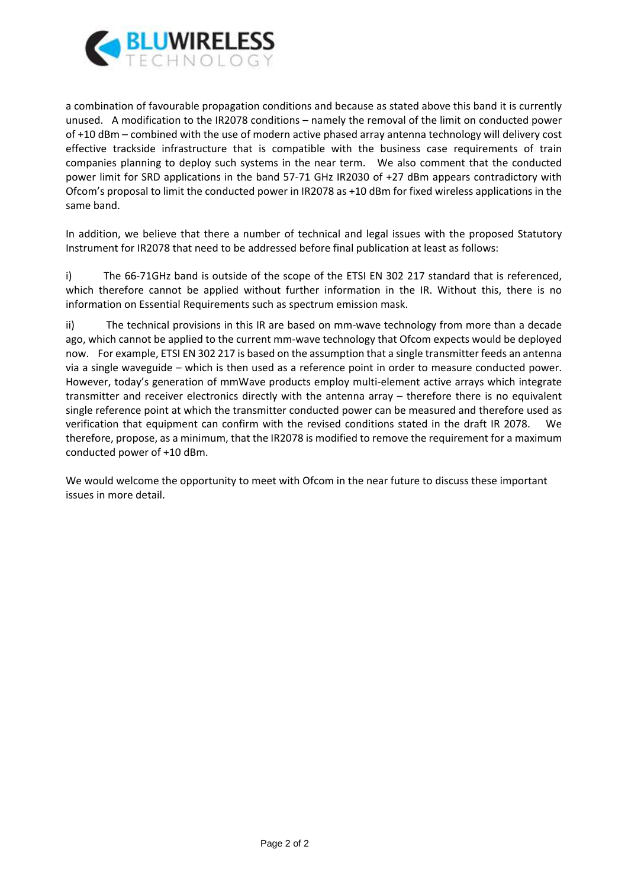a combination of favourable propagation conditions and because as stated above this band it is currently unused. A modification to the IR2078 conditions – namely the removal of the limit on conducted power of +10 dBm – combined with the use of modern active phased array antenna technology will delivery cost effective trackside infrastructure that is compatible with the business case requirements of train companies planning to deploy such systems in the near term. We also comment that the conducted power limit for SRD applications in the band 57-71 GHz IR2030 of +27 dBm appears contradictory with Ofcom's proposal to limit the conducted power in IR2078 as +10 dBm for fixed wireless applications in the same band.

In addition, we believe that there a number of technical and legal issues with the proposed Statutory Instrument for IR2078 that need to be addressed before final publication at least as follows:

i) The 66-71GHz band is outside of the scope of the ETSI EN 302 217 standard that is referenced, which therefore cannot be applied without further information in the IR. Without this, there is no information on Essential Requirements such as spectrum emission mask.

ii) The technical provisions in this IR are based on mm-wave technology from more than a decade ago, which cannot be applied to the current mm-wave technology that Ofcom expects would be deployed now. For example, ETSI EN 302 217 is based on the assumption that a single transmitter feeds an antenna via a single waveguide – which is then used as a reference point in order to measure conducted power. However, today's generation of mmWave products employ multi-element active arrays which integrate transmitter and receiver electronics directly with the antenna array – therefore there is no equivalent single reference point at which the transmitter conducted power can be measured and therefore used as verification that equipment can confirm with the revised conditions stated in the draft IR 2078. We therefore, propose, as a minimum, that the IR2078 is modified to remove the requirement for a maximum conducted power of +10 dBm.

We would welcome the opportunity to meet with Ofcom in the near future to discuss these important issues in more detail.